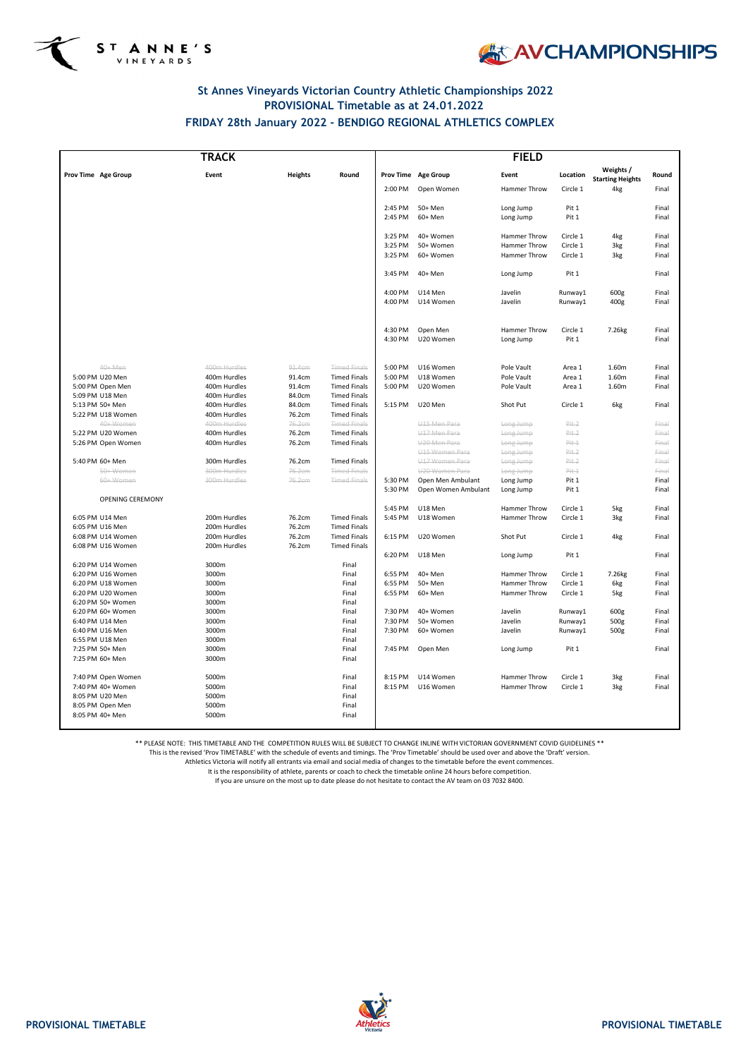## St Annes Vineyards Victorian Country Athletic Championships 2022
## PROVISIONAL Timetable as at 24.01.2022
## FRIDAY 28th January 2022 - BENDIGO REGIONAL ATHLETICS COMPLEX

### TRACK

| Prov Time | Age Group | Event | Heights | Round |
|---|---|---|---|---|
| | ~~40+ Men~~ | ~~400m Hurdles~~ | ~~91.4cm~~ | ~~Timed Finals~~ |
| 5:00 PM | U20 Men | 400m Hurdles | 91.4cm | Timed Finals |
| 5:00 PM | Open Men | 400m Hurdles | 91.4cm | Timed Finals |
| 5:09 PM | U18 Men | 400m Hurdles | 84.0cm | Timed Finals |
| 5:13 PM | 50+ Men | 400m Hurdles | 84.0cm | Timed Finals |
| 5:22 PM | U18 Women | 400m Hurdles | 76.2cm | Timed Finals |
| | ~~40+ Women~~ | ~~400m Hurdles~~ | ~~76.2cm~~ | ~~Timed Finals~~ |
| 5:22 PM | U20 Women | 400m Hurdles | 76.2cm | Timed Finals |
| 5:26 PM | Open Women | 400m Hurdles | 76.2cm | Timed Finals |
| 5:40 PM | 60+ Men | 300m Hurdles | 76.2cm | Timed Finals |
| | ~~50+ Women~~ | ~~300m Hurdles~~ | ~~76.2cm~~ | ~~Timed Finals~~ |
| | ~~60+ Women~~ | ~~300m Hurdles~~ | ~~76.2cm~~ | ~~Timed Finals~~ |
| | OPENING CEREMONY | | | |
| 6:05 PM | U14 Men | 200m Hurdles | 76.2cm | Timed Finals |
| 6:05 PM | U16 Men | 200m Hurdles | 76.2cm | Timed Finals |
| 6:08 PM | U14 Women | 200m Hurdles | 76.2cm | Timed Finals |
| 6:08 PM | U16 Women | 200m Hurdles | 76.2cm | Timed Finals |
| 6:20 PM | U14 Women | 3000m | | Final |
| 6:20 PM | U16 Women | 3000m | | Final |
| 6:20 PM | U18 Women | 3000m | | Final |
| 6:20 PM | U20 Women | 3000m | | Final |
| 6:20 PM | 50+ Women | 3000m | | Final |
| 6:20 PM | 60+ Women | 3000m | | Final |
| 6:40 PM | U14 Men | 3000m | | Final |
| 6:40 PM | U16 Men | 3000m | | Final |
| 6:55 PM | U18 Men | 3000m | | Final |
| 7:25 PM | 50+ Men | 3000m | | Final |
| 7:25 PM | 60+ Men | 3000m | | Final |
| 7:40 PM | Open Women | 5000m | | Final |
| 7:40 PM | 40+ Women | 5000m | | Final |
| 8:05 PM | U20 Men | 5000m | | Final |
| 8:05 PM | Open Men | 5000m | | Final |
| 8:05 PM | 40+ Men | 5000m | | Final |

### FIELD

| Prov Time | Age Group | Event | Location | Weights / Starting Heights | Round |
|---|---|---|---|---|---|
| 2:00 PM | Open Women | Hammer Throw | Circle 1 | 4kg | Final |
| 2:45 PM | 50+ Men | Long Jump | Pit 1 | | Final |
| 2:45 PM | 60+ Men | Long Jump | Pit 1 | | Final |
| 3:25 PM | 40+ Women | Hammer Throw | Circle 1 | 4kg | Final |
| 3:25 PM | 50+ Women | Hammer Throw | Circle 1 | 3kg | Final |
| 3:25 PM | 60+ Women | Hammer Throw | Circle 1 | 3kg | Final |
| 3:45 PM | 40+ Men | Long Jump | Pit 1 | | Final |
| 4:00 PM | U14 Men | Javelin | Runway1 | 600g | Final |
| 4:00 PM | U14 Women | Javelin | Runway1 | 400g | Final |
| 4:30 PM | Open Men | Hammer Throw | Circle 1 | 7.26kg | Final |
| 4:30 PM | U20 Women | Long Jump | Pit 1 | | Final |
| 5:00 PM | U16 Women | Pole Vault | Area 1 | 1.60m | Final |
| 5:00 PM | U18 Women | Pole Vault | Area 1 | 1.60m | Final |
| 5:00 PM | U20 Women | Pole Vault | Area 1 | 1.60m | Final |
| 5:15 PM | U20 Men | Shot Put | Circle 1 | 6kg | Final |
| | ~~U15 Men Para~~ | ~~Long Jump~~ | ~~Pit 2~~ | | ~~Final~~ |
| | ~~U17 Men Para~~ | ~~Long Jump~~ | ~~Pit 2~~ | | ~~Final~~ |
| | ~~U20 Men Para~~ | ~~Long Jump~~ | ~~Pit 1~~ | | ~~Final~~ |
| | ~~U15 Women Para~~ | ~~Long Jump~~ | ~~Pit 2~~ | | ~~Final~~ |
| | ~~U17 Women Para~~ | ~~Long Jump~~ | ~~Pit 2~~ | | ~~Final~~ |
| | ~~U20 Women Para~~ | ~~Long Jump~~ | ~~Pit 1~~ | | ~~Final~~ |
| 5:30 PM | Open Men Ambulant | Long Jump | Pit 1 | | Final |
| 5:30 PM | Open Women Ambulant | Long Jump | Pit 1 | | Final |
| 5:45 PM | U18 Men | Hammer Throw | Circle 1 | 5kg | Final |
| 5:45 PM | U18 Women | Hammer Throw | Circle 1 | 3kg | Final |
| 6:15 PM | U20 Women | Shot Put | Circle 1 | 4kg | Final |
| 6:20 PM | U18 Men | Long Jump | Pit 1 | | Final |
| 6:55 PM | 40+ Men | Hammer Throw | Circle 1 | 7.26kg | Final |
| 6:55 PM | 50+ Men | Hammer Throw | Circle 1 | 6kg | Final |
| 6:55 PM | 60+ Men | Hammer Throw | Circle 1 | 5kg | Final |
| 7:30 PM | 40+ Women | Javelin | Runway1 | 600g | Final |
| 7:30 PM | 50+ Women | Javelin | Runway1 | 500g | Final |
| 7:30 PM | 60+ Women | Javelin | Runway1 | 500g | Final |
| 7:45 PM | Open Men | Long Jump | Pit 1 | | Final |
| 8:15 PM | U14 Women | Hammer Throw | Circle 1 | 3kg | Final |
| 8:15 PM | U16 Women | Hammer Throw | Circle 1 | 3kg | Final |

** PLEASE NOTE: THIS TIMETABLE AND THE COMPETITION RULES WILL BE SUBJECT TO CHANGE INLINE WITH VICTORIAN GOVERNMENT COVID GUIDELINES **

This is the revised 'Prov TIMETABLE' with the schedule of events and timings. The 'Prov Timetable' should be used over and above the 'Draft' version.

Athletics Victoria will notify all entrants via email and social media of changes to the timetable before the event commences.

It is the responsibility of athlete, parents or coach to check the timetable online 24 hours before competition.

If you are unsure on the most up to date please do not hesitate to contact the AV team on 03 7032 8400.

**PROVISIONAL TIMETABLE** **PROVISIONAL TIMETABLE**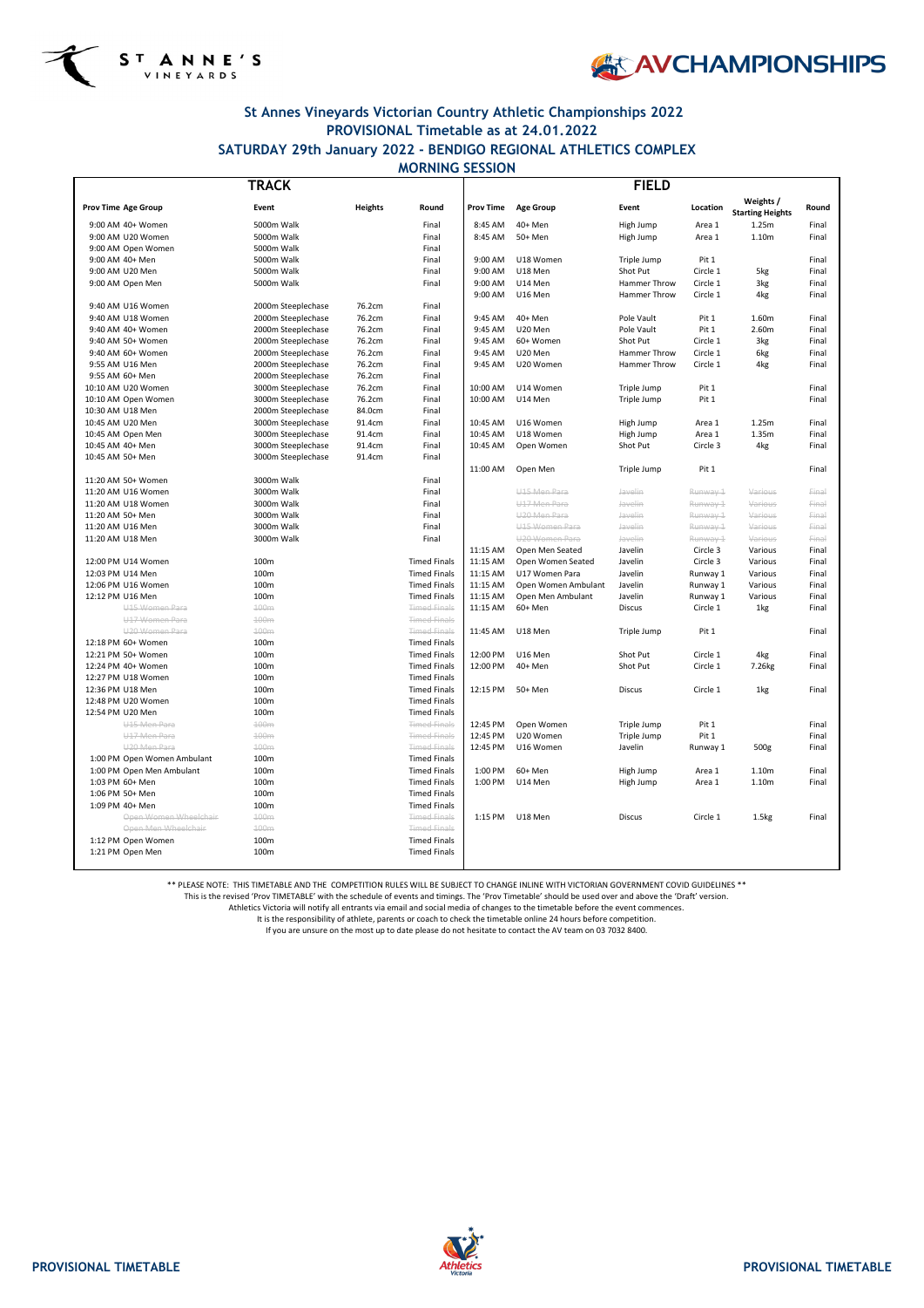# St Annes Vineyards Victorian Country Athletic Championships 2022

## PROVISIONAL Timetable as at 24.01.2022

## SATURDAY 29th January 2022 - BENDIGO REGIONAL ATHLETICS COMPLEX

### MORNING SESSION

| TRACK | | | | | FIELD | | | | | |
|---|---|---|---|---|---|---|---|---|---|---|
| Prov Time Age Group | Event | Heights | Round | Prov Time | Age Group | Event | Location | Weights / Starting Heights | Round |
| 9:00 AM 40+ Women | 5000m Walk | | Final | 8:45 AM | 40+ Men | High Jump | Area 1 | 1.25m | Final |
| 9:00 AM U20 Women | 5000m Walk | | Final | 8:45 AM | 50+ Men | High Jump | Area 1 | 1.10m | Final |
| 9:00 AM Open Women | 5000m Walk | | Final | | | | | | |
| 9:00 AM 40+ Men | 5000m Walk | | Final | 9:00 AM | U18 Women | Triple Jump | Pit 1 | | Final |
| 9:00 AM U20 Men | 5000m Walk | | Final | 9:00 AM | U18 Men | Shot Put | Circle 1 | 5kg | Final |
| 9:00 AM Open Men | 5000m Walk | | Final | 9:00 AM | U14 Men | Hammer Throw | Circle 1 | 3kg | Final |
| | | | | 9:00 AM | U16 Men | Hammer Throw | Circle 1 | 4kg | Final |
| 9:40 AM U16 Women | 2000m Steeplechase | 76.2cm | Final | | | | | | |
| 9:40 AM U18 Women | 2000m Steeplechase | 76.2cm | Final | 9:45 AM | 40+ Men | Pole Vault | Pit 1 | 1.60m | Final |
| 9:40 AM 40+ Women | 2000m Steeplechase | 76.2cm | Final | 9:45 AM | U20 Men | Pole Vault | Pit 1 | 2.60m | Final |
| 9:40 AM 50+ Women | 2000m Steeplechase | 76.2cm | Final | 9:45 AM | 60+ Women | Shot Put | Circle 1 | 3kg | Final |
| 9:40 AM 60+ Women | 2000m Steeplechase | 76.2cm | Final | 9:45 AM | U20 Men | Hammer Throw | Circle 1 | 6kg | Final |
| 9:55 AM U16 Men | 2000m Steeplechase | 76.2cm | Final | 9:45 AM | U20 Women | Hammer Throw | Circle 1 | 4kg | Final |
| 9:55 AM 60+ Men | 2000m Steeplechase | 76.2cm | Final | | | | | | |
| 10:10 AM U20 Women | 3000m Steeplechase | 76.2cm | Final | 10:00 AM | U14 Women | Triple Jump | Pit 1 | | Final |
| 10:10 AM Open Women | 3000m Steeplechase | 76.2cm | Final | 10:00 AM | U14 Men | Triple Jump | Pit 1 | | Final |
| 10:30 AM U18 Men | 2000m Steeplechase | 84.0cm | Final | | | | | | |
| 10:45 AM U20 Men | 3000m Steeplechase | 91.4cm | Final | 10:45 AM | U16 Women | High Jump | Area 1 | 1.25m | Final |
| 10:45 AM Open Men | 3000m Steeplechase | 91.4cm | Final | 10:45 AM | U18 Women | High Jump | Area 1 | 1.35m | Final |
| 10:45 AM 40+ Men | 3000m Steeplechase | 91.4cm | Final | 10:45 AM | Open Women | Shot Put | Circle 3 | 4kg | Final |
| 10:45 AM 50+ Men | 3000m Steeplechase | 91.4cm | Final | | | | | | |
| | | | | 11:00 AM | Open Men | Triple Jump | Pit 1 | | Final |
| 11:20 AM 50+ Women | 3000m Walk | | Final | | | | | | |
| 11:20 AM U16 Women | 3000m Walk | | Final | | ~~U15 Men Para~~ | ~~Javelin~~ | ~~Runway 1~~ | ~~Various~~ | ~~Final~~ |
| 11:20 AM U18 Women | 3000m Walk | | Final | | ~~U17 Men Para~~ | ~~Javelin~~ | ~~Runway 1~~ | ~~Various~~ | ~~Final~~ |
| 11:20 AM 50+ Men | 3000m Walk | | Final | | ~~U20 Men Para~~ | ~~Javelin~~ | ~~Runway 1~~ | ~~Various~~ | ~~Final~~ |
| 11:20 AM U16 Men | 3000m Walk | | Final | | ~~U15 Women Para~~ | ~~Javelin~~ | ~~Runway 1~~ | ~~Various~~ | ~~Final~~ |
| 11:20 AM U18 Men | 3000m Walk | | Final | | ~~U20 Women Para~~ | ~~Javelin~~ | ~~Runway 1~~ | ~~Various~~ | ~~Final~~ |
| | | | | 11:15 AM | Open Men Seated | Javelin | Circle 3 | Various | Final |
| 12:00 PM U14 Women | 100m | | Timed Finals | 11:15 AM | Open Women Seated | Javelin | Circle 3 | Various | Final |
| 12:03 PM U14 Men | 100m | | Timed Finals | 11:15 AM | U17 Women Para | Javelin | Runway 1 | Various | Final |
| 12:06 PM U16 Women | 100m | | Timed Finals | 11:15 AM | Open Women Ambulant | Javelin | Runway 1 | Various | Final |
| 12:12 PM U16 Men | 100m | | Timed Finals | 11:15 AM | Open Men Ambulant | Javelin | Runway 1 | Various | Final |
| ~~U15 Women Para~~ | ~~100m~~ | | ~~Timed Finals~~ | 11:15 AM | 60+ Men | Discus | Circle 1 | 1kg | Final |
| ~~U17 Women Para~~ | ~~100m~~ | | ~~Timed Finals~~ | | | | | | |
| ~~U20 Women Para~~ | ~~100m~~ | | ~~Timed Finals~~ | 11:45 AM | U18 Men | Triple Jump | Pit 1 | | Final |
| 12:18 PM 60+ Women | 100m | | Timed Finals | | | | | | |
| 12:21 PM 50+ Women | 100m | | Timed Finals | 12:00 PM | U16 Men | Shot Put | Circle 1 | 4kg | Final |
| 12:24 PM 40+ Women | 100m | | Timed Finals | 12:00 PM | 40+ Men | Shot Put | Circle 1 | 7.26kg | Final |
| 12:27 PM U18 Women | 100m | | Timed Finals | | | | | | |
| 12:36 PM U18 Men | 100m | | Timed Finals | 12:15 PM | 50+ Men | Discus | Circle 1 | 1kg | Final |
| 12:48 PM U20 Women | 100m | | Timed Finals | | | | | | |
| 12:54 PM U20 Men | 100m | | Timed Finals | | | | | | |
| ~~U15 Men Para~~ | ~~100m~~ | | ~~Timed Finals~~ | 12:45 PM | Open Women | Triple Jump | Pit 1 | | Final |
| ~~U17 Men Para~~ | ~~100m~~ | | ~~Timed Finals~~ | 12:45 PM | U20 Women | Triple Jump | Pit 1 | | Final |
| ~~U20 Men Para~~ | ~~100m~~ | | ~~Timed Finals~~ | 12:45 PM | U16 Women | Javelin | Runway 1 | 500g | Final |
| 1:00 PM Open Women Ambulant | 100m | | Timed Finals | | | | | | |
| 1:00 PM Open Men Ambulant | 100m | | Timed Finals | 1:00 PM | 60+ Men | High Jump | Area 1 | 1.10m | Final |
| 1:03 PM 60+ Men | 100m | | Timed Finals | 1:00 PM | U14 Men | High Jump | Area 1 | 1.10m | Final |
| 1:06 PM 50+ Men | 100m | | Timed Finals | | | | | | |
| 1:09 PM 40+ Men | 100m | | Timed Finals | | | | | | |
| ~~Open Women Wheelchair~~ | ~~100m~~ | | ~~Timed Finals~~ | 1:15 PM | U18 Men | Discus | Circle 1 | 1.5kg | Final |
| ~~Open Men Wheelchair~~ | ~~100m~~ | | ~~Timed Finals~~ | | | | | | |
| 1:12 PM Open Women | 100m | | Timed Finals | | | | | | |
| 1:21 PM Open Men | 100m | | Timed Finals | | | | | | |

\*\* PLEASE NOTE: THIS TIMETABLE AND THE COMPETITION RULES WILL BE SUBJECT TO CHANGE INLINE WITH VICTORIAN GOVERNMENT COVID GUIDELINES \*\*

This is the revised 'Prov TIMETABLE' with the schedule of events and timings. The 'Prov Timetable' should be used over and above the 'Draft' version.

Athletics Victoria will notify all entrants via email and social media of changes to the timetable before the event commences.

It is the responsibility of athlete, parents or coach to check the timetable online 24 hours before competition.

If you are unsure on the most up to date please do not hesitate to contact the AV team on 03 7032 8400.

PROVISIONAL TIMETABLE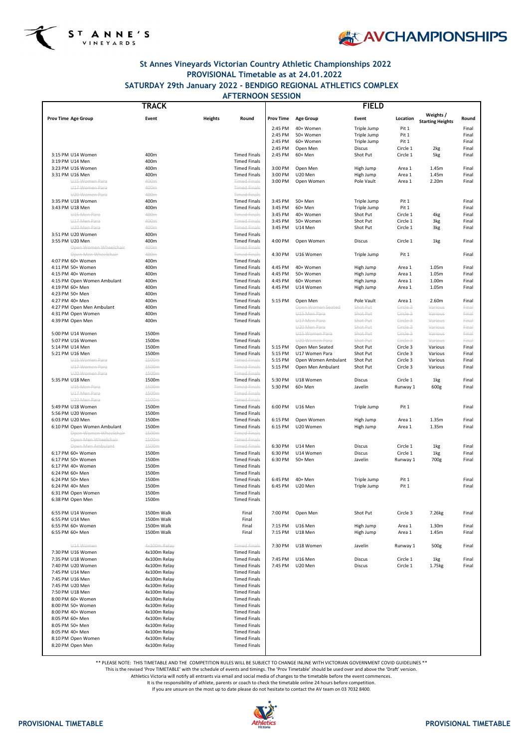## St Annes Vineyards Victorian Country Athletic Championships 2022

### PROVISIONAL Timetable as at 24.01.2022

### SATURDAY 29th January 2022 - BENDIGO REGIONAL ATHLETICS COMPLEX

### AFTERNOON SESSION

**TRACK**

| Prov Time | Age Group | Event | Heights | Round |
|---|---|---|---|---|
| 3:15 PM | U14 Women | 400m | | Timed Finals |
| 3:19 PM | U14 Men | 400m | | Timed Finals |
| 3:23 PM | U16 Women | 400m | | Timed Finals |
| 3:31 PM | U16 Men | 400m | | Timed Finals |
| | ~~U15 Women Para~~ | ~~400m~~ | | ~~Timed Finals~~ |
| | ~~U17 Women Para~~ | ~~400m~~ | | ~~Timed Finals~~ |
| | ~~U20 Women Para~~ | ~~400m~~ | | ~~Timed Finals~~ |
| 3:35 PM | U18 Women | 400m | | Timed Finals |
| 3:43 PM | U18 Men | 400m | | Timed Finals |
| | ~~U15 Men Para~~ | ~~400m~~ | | ~~Timed Finals~~ |
| | ~~U17 Men Para~~ | ~~400m~~ | | ~~Timed Finals~~ |
| | ~~U20 Men Para~~ | ~~400m~~ | | ~~Timed Finals~~ |
| 3:51 PM | U20 Women | 400m | | Timed Finals |
| 3:55 PM | U20 Men | 400m | | Timed Finals |
| | ~~Open Women Wheelchair~~ | ~~400m~~ | | ~~Timed Finals~~ |
| | ~~Open Men Wheelchair~~ | ~~400m~~ | | ~~Timed Finals~~ |
| 4:07 PM | 60+ Women | 400m | | Timed Finals |
| 4:11 PM | 50+ Women | 400m | | Timed Finals |
| 4:15 PM | 40+ Women | 400m | | Timed Finals |
| 4:15 PM | Open Women Ambulant | 400m | | Timed Finals |
| 4:19 PM | 60+ Men | 400m | | Timed Finals |
| 4:23 PM | 50+ Men | 400m | | Timed Finals |
| 4:27 PM | 40+ Men | 400m | | Timed Finals |
| 4:27 PM | Open Men Ambulant | 400m | | Timed Finals |
| 4:31 PM | Open Women | 400m | | Timed Finals |
| 4:39 PM | Open Men | 400m | | Timed Finals |
| 5:00 PM | U14 Women | 1500m | | Timed Finals |
| 5:07 PM | U16 Women | 1500m | | Timed Finals |
| 5:14 PM | U14 Men | 1500m | | Timed Finals |
| 5:21 PM | U16 Men | 1500m | | Timed Finals |
| | ~~U15 Women Para~~ | ~~1500m~~ | | ~~Timed Finals~~ |
| | ~~U17 Women Para~~ | ~~1500m~~ | | ~~Timed Finals~~ |
| | ~~U20 Women Para~~ | ~~1500m~~ | | ~~Timed Finals~~ |
| 5:35 PM | U18 Men | 1500m | | Timed Finals |
| | ~~U15 Men Para~~ | ~~1500m~~ | | ~~Timed Finals~~ |
| | ~~U17 Men Para~~ | ~~1500m~~ | | ~~Timed Finals~~ |
| | ~~U20 Men Para~~ | ~~1500m~~ | | ~~Timed Finals~~ |
| 5:49 PM | U18 Women | 1500m | | Timed Finals |
| 5:56 PM | U20 Women | 1500m | | Timed Finals |
| 6:03 PM | U20 Men | 1500m | | Timed Finals |
| 6:10 PM | Open Women Ambulant | 1500m | | Timed Finals |
| | ~~Open Women Wheelchair~~ | ~~1500m~~ | | ~~Timed Finals~~ |
| | ~~Open Men Wheelchair~~ | ~~1500m~~ | | ~~Timed Finals~~ |
| | ~~Open Men Ambulant~~ | ~~1500m~~ | | ~~Timed Finals~~ |
| 6:17 PM | 60+ Women | 1500m | | Timed Finals |
| 6:17 PM | 50+ Women | 1500m | | Timed Finals |
| 6:17 PM | 40+ Women | 1500m | | Timed Finals |
| 6:24 PM | 60+ Men | 1500m | | Timed Finals |
| 6:24 PM | 50+ Men | 1500m | | Timed Finals |
| 6:24 PM | 40+ Men | 1500m | | Timed Finals |
| 6:31 PM | Open Women | 1500m | | Timed Finals |
| 6:38 PM | Open Men | 1500m | | Timed Finals |
| 6:55 PM | U14 Women | 1500m Walk | | Final |
| 6:55 PM | U14 Men | 1500m Walk | | Final |
| 6:55 PM | 60+ Women | 1500m Walk | | Final |
| 6:55 PM | 60+ Men | 1500m Walk | | Final |
| | ~~U14 Women~~ | ~~4x100m Relay~~ | | ~~Timed Finals~~ |
| 7:30 PM | U16 Women | 4x100m Relay | | Timed Finals |
| 7:35 PM | U18 Women | 4x100m Relay | | Timed Finals |
| 7:40 PM | U20 Women | 4x100m Relay | | Timed Finals |
| 7:45 PM | U14 Men | 4x100m Relay | | Timed Finals |
| 7:45 PM | U16 Men | 4x100m Relay | | Timed Finals |
| 7:45 PM | U20 Men | 4x100m Relay | | Timed Finals |
| 7:50 PM | U18 Men | 4x100m Relay | | Timed Finals |
| 8:00 PM | 60+ Women | 4x100m Relay | | Timed Finals |
| 8:00 PM | 50+ Women | 4x100m Relay | | Timed Finals |
| 8:00 PM | 40+ Women | 4x100m Relay | | Timed Finals |
| 8:05 PM | 60+ Men | 4x100m Relay | | Timed Finals |
| 8:05 PM | 50+ Men | 4x100m Relay | | Timed Finals |
| 8:05 PM | 40+ Men | 4x100m Relay | | Timed Finals |
| 8:10 PM | Open Women | 4x100m Relay | | Timed Finals |
| 8:20 PM | Open Men | 4x100m Relay | | Timed Finals |

**FIELD**

| Prov Time | Age Group | Event | Location | Weights / Starting Heights | Round |
|---|---|---|---|---|---|
| 2:45 PM | 40+ Women | Triple Jump | Pit 1 | | Final |
| 2:45 PM | 50+ Women | Triple Jump | Pit 1 | | Final |
| 2:45 PM | 60+ Women | Triple Jump | Pit 1 | | Final |
| 2:45 PM | Open Men | Discus | Circle 1 | 2kg | Final |
| 2:45 PM | 60+ Men | Shot Put | Circle 1 | 5kg | Final |
| 3:00 PM | Open Men | High Jump | Area 1 | 1.45m | Final |
| 3:00 PM | U20 Men | High Jump | Area 1 | 1.45m | Final |
| 3:00 PM | Open Women | Pole Vault | Area 1 | 2.20m | Final |
| 3:45 PM | 50+ Men | Triple Jump | Pit 1 | | Final |
| 3:45 PM | 60+ Men | Triple Jump | Pit 1 | | Final |
| 3:45 PM | 40+ Women | Shot Put | Circle 1 | 4kg | Final |
| 3:45 PM | 50+ Women | Shot Put | Circle 1 | 3kg | Final |
| 3:45 PM | U14 Men | Shot Put | Circle 1 | 3kg | Final |
| 4:00 PM | Open Women | Discus | Circle 1 | 1kg | Final |
| 4:30 PM | U16 Women | Triple Jump | Pit 1 | | Final |
| 4:45 PM | 40+ Women | High Jump | Area 1 | 1.05m | Final |
| 4:45 PM | 50+ Women | High Jump | Area 1 | 1.05m | Final |
| 4:45 PM | 60+ Women | High Jump | Area 1 | 1.00m | Final |
| 4:45 PM | U14 Women | High Jump | Area 1 | 1.05m | Final |
| 5:15 PM | Open Men | Pole Vault | Area 1 | 2.60m | Final |
| | ~~Open Women Seated~~ | ~~Shot Put~~ | ~~Circle 3~~ | ~~Various~~ | ~~Final~~ |
| | ~~U15 Men Para~~ | ~~Shot Put~~ | ~~Circle 3~~ | ~~Various~~ | ~~Final~~ |
| | ~~U17 Men Para~~ | ~~Shot Put~~ | ~~Circle 3~~ | ~~Various~~ | ~~Final~~ |
| | ~~U20 Men Para~~ | ~~Shot Put~~ | ~~Circle 3~~ | ~~Various~~ | ~~Final~~ |
| | ~~U15 Women Para~~ | ~~Shot Put~~ | ~~Circle 3~~ | ~~Various~~ | ~~Final~~ |
| | ~~U20 Women Para~~ | ~~Shot Put~~ | ~~Circle 3~~ | ~~Various~~ | ~~Final~~ |
| 5:15 PM | Open Men Seated | Shot Put | Circle 3 | Various | Final |
| 5:15 PM | U17 Women Para | Shot Put | Circle 3 | Various | Final |
| 5:15 PM | Open Women Ambulant | Shot Put | Circle 3 | Various | Final |
| 5:15 PM | Open Men Ambulant | Shot Put | Circle 3 | Various | Final |
| 5:30 PM | U18 Women | Discus | Circle 1 | 1kg | Final |
| 5:30 PM | 60+ Men | Javelin | Runway 1 | 600g | Final |
| 6:00 PM | U16 Men | Triple Jump | Pit 1 | | Final |
| 6:15 PM | Open Women | High Jump | Area 1 | 1.35m | Final |
| 6:15 PM | U20 Women | High Jump | Area 1 | 1.35m | Final |
| 6:30 PM | U14 Men | Discus | Circle 1 | 1kg | Final |
| 6:30 PM | U14 Women | Discus | Circle 1 | 1kg | Final |
| 6:30 PM | 50+ Men | Javelin | Runway 1 | 700g | Final |
| 6:45 PM | 40+ Men | Triple Jump | Pit 1 | | Final |
| 6:45 PM | U20 Men | Triple Jump | Pit 1 | | Final |
| 7:00 PM | Open Men | Shot Put | Circle 3 | 7.26kg | Final |
| 7:15 PM | U16 Men | High Jump | Area 1 | 1.30m | Final |
| 7:15 PM | U18 Men | High Jump | Area 1 | 1.45m | Final |
| 7:30 PM | U18 Women | Javelin | Runway 1 | 500g | Final |
| 7:45 PM | U16 Men | Discus | Circle 1 | 1kg | Final |
| 7:45 PM | U20 Men | Discus | Circle 1 | 1.75kg | Final |

** PLEASE NOTE: THIS TIMETABLE AND THE COMPETITION RULES WILL BE SUBJECT TO CHANGE INLINE WITH VICTORIAN GOVERNMENT COVID GUIDELINES **

This is the revised 'Prov TIMETABLE' with the schedule of events and timings. The 'Prov Timetable' should be used over and above the 'Draft' version.

Athletics Victoria will notify all entrants via email and social media of changes to the timetable before the event commences.

It is the responsibility of athlete, parents or coach to check the timetable online 24 hours before competition.

If you are unsure on the most up to date please do not hesitate to contact the AV team on 03 7032 8400.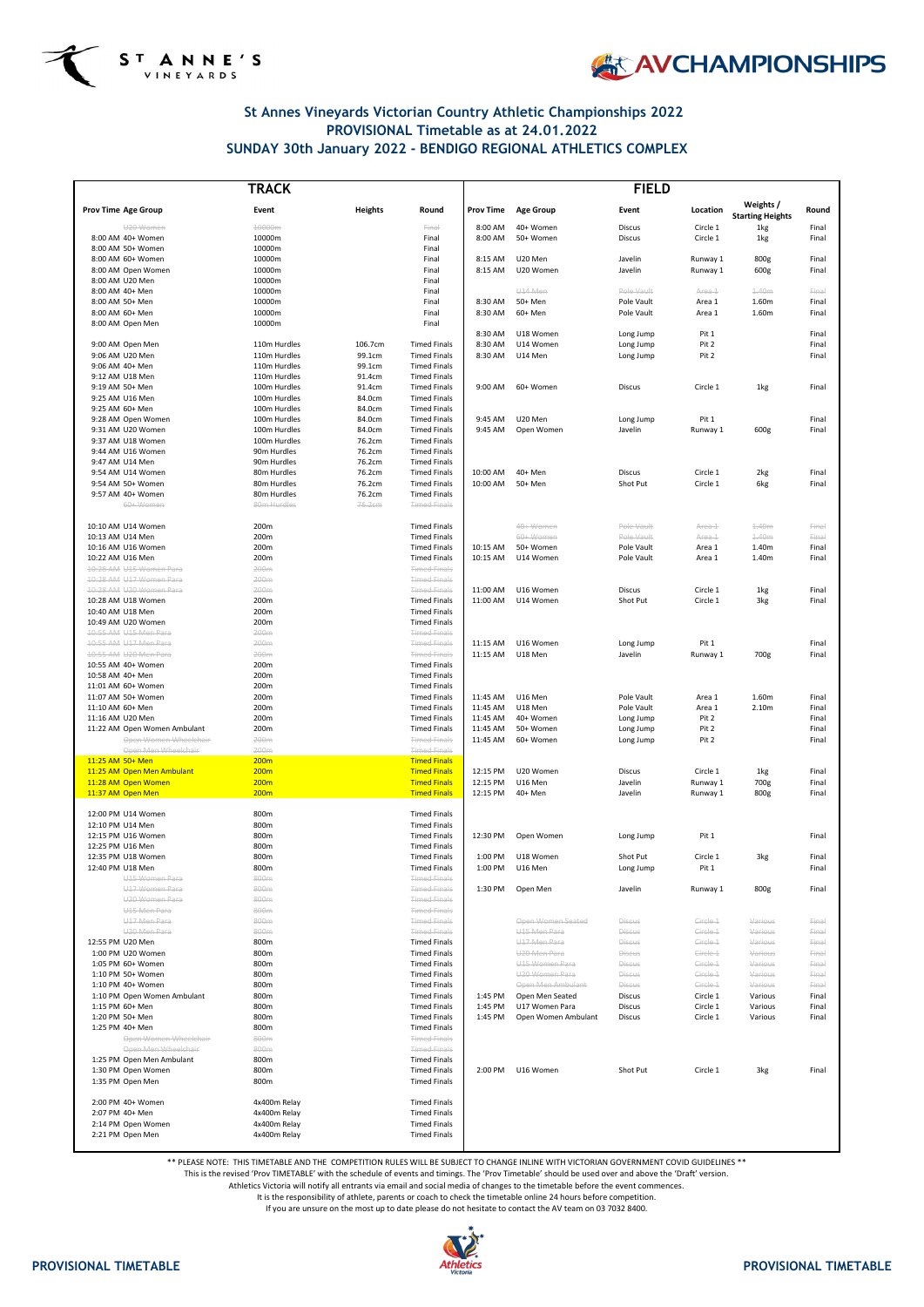# St Annes Vineyards Victorian Country Athletic Championships 2022

## PROVISIONAL Timetable as at 24.01.2022

## SUNDAY 30th January 2022 - BENDIGO REGIONAL ATHLETICS COMPLEX

### TRACK

| Prov Time | Age Group | Event | Heights | Round |
|---|---|---|---|---|
| | ~~U20 Women~~ | ~~10000m~~ | | ~~Final~~ |
| 8:00 AM | 40+ Women | 10000m | | Final |
| 8:00 AM | 50+ Women | 10000m | | Final |
| 8:00 AM | 60+ Women | 10000m | | Final |
| 8:00 AM | Open Women | 10000m | | Final |
| 8:00 AM | U20 Men | 10000m | | Final |
| 8:00 AM | 40+ Men | 10000m | | Final |
| 8:00 AM | 50+ Men | 10000m | | Final |
| 8:00 AM | 60+ Men | 10000m | | Final |
| 8:00 AM | Open Men | 10000m | | Final |
| 9:00 AM | Open Men | 110m Hurdles | 106.7cm | Timed Finals |
| 9:06 AM | U20 Men | 110m Hurdles | 99.1cm | Timed Finals |
| 9:06 AM | 40+ Men | 110m Hurdles | 99.1cm | Timed Finals |
| 9:12 AM | U18 Men | 110m Hurdles | 91.4cm | Timed Finals |
| 9:19 AM | 50+ Men | 100m Hurdles | 91.4cm | Timed Finals |
| 9:25 AM | U16 Men | 100m Hurdles | 84.0cm | Timed Finals |
| 9:25 AM | 60+ Men | 100m Hurdles | 84.0cm | Timed Finals |
| 9:28 AM | Open Women | 100m Hurdles | 84.0cm | Timed Finals |
| 9:31 AM | U20 Women | 100m Hurdles | 84.0cm | Timed Finals |
| 9:37 AM | U18 Women | 100m Hurdles | 76.2cm | Timed Finals |
| 9:44 AM | U16 Women | 90m Hurdles | 76.2cm | Timed Finals |
| 9:47 AM | U14 Men | 90m Hurdles | 76.2cm | Timed Finals |
| 9:54 AM | U14 Women | 80m Hurdles | 76.2cm | Timed Finals |
| 9:54 AM | 50+ Women | 80m Hurdles | 76.2cm | Timed Finals |
| 9:57 AM | 40+ Women | 80m Hurdles | 76.2cm | Timed Finals |
| | ~~60+ Women~~ | ~~80m Hurdles~~ | ~~76.2cm~~ | ~~Timed Finals~~ |
| 10:10 AM | U14 Women | 200m | | Timed Finals |
| 10:13 AM | U14 Men | 200m | | Timed Finals |
| 10:16 AM | U16 Women | 200m | | Timed Finals |
| 10:22 AM | U16 Men | 200m | | Timed Finals |
| ~~10:28 AM~~ | ~~U15 Women Para~~ | ~~200m~~ | | ~~Timed Finals~~ |
| ~~10:28 AM~~ | ~~U17 Women Para~~ | ~~200m~~ | | ~~Timed Finals~~ |
| ~~10:28 AM~~ | ~~U20 Women Para~~ | ~~200m~~ | | ~~Timed Finals~~ |
| 10:28 AM | U18 Women | 200m | | Timed Finals |
| 10:40 AM | U18 Men | 200m | | Timed Finals |
| 10:49 AM | U20 Women | 200m | | Timed Finals |
| ~~10:55 AM~~ | ~~U15 Men Para~~ | ~~200m~~ | | ~~Timed Finals~~ |
| ~~10:55 AM~~ | ~~U17 Men Para~~ | ~~200m~~ | | ~~Timed Finals~~ |
| ~~10:55 AM~~ | ~~U20 Men Para~~ | ~~200m~~ | | ~~Timed Finals~~ |
| 10:55 AM | 40+ Women | 200m | | Timed Finals |
| 10:58 AM | 40+ Men | 200m | | Timed Finals |
| 11:01 AM | 60+ Women | 200m | | Timed Finals |
| 11:07 AM | 50+ Women | 200m | | Timed Finals |
| 11:10 AM | 60+ Men | 200m | | Timed Finals |
| 11:16 AM | U20 Men | 200m | | Timed Finals |
| 11:22 AM | Open Women Ambulant | 200m | | Timed Finals |
| | ~~Open Women Wheelchair~~ | ~~200m~~ | | ~~Timed Finals~~ |
| | ~~Open Men Wheelchair~~ | ~~200m~~ | | ~~Timed Finals~~ |
| 11:25 AM | 50+ Men | 200m | | Timed Finals |
| 11:25 AM | Open Men Ambulant | 200m | | Timed Finals |
| 11:28 AM | Open Women | 200m | | Timed Finals |
| 11:37 AM | Open Men | 200m | | Timed Finals |
| 12:00 PM | U14 Women | 800m | | Timed Finals |
| 12:10 PM | U14 Men | 800m | | Timed Finals |
| 12:15 PM | U16 Women | 800m | | Timed Finals |
| 12:25 PM | U16 Men | 800m | | Timed Finals |
| 12:35 PM | U18 Women | 800m | | Timed Finals |
| 12:40 PM | U18 Men | 800m | | Timed Finals |
| | ~~U15 Women Para~~ | ~~800m~~ | | ~~Timed Finals~~ |
| | ~~U17 Women Para~~ | ~~800m~~ | | ~~Timed Finals~~ |
| | ~~U20 Women Para~~ | ~~800m~~ | | ~~Timed Finals~~ |
| | ~~U15 Men Para~~ | ~~800m~~ | | ~~Timed Finals~~ |
| | ~~U17 Men Para~~ | ~~800m~~ | | ~~Timed Finals~~ |
| | ~~U20 Men Para~~ | ~~800m~~ | | ~~Timed Finals~~ |
| 12:55 PM | U20 Men | 800m | | Timed Finals |
| 1:00 PM | U20 Women | 800m | | Timed Finals |
| 1:05 PM | 60+ Women | 800m | | Timed Finals |
| 1:10 PM | 50+ Women | 800m | | Timed Finals |
| 1:10 PM | 40+ Women | 800m | | Timed Finals |
| 1:10 PM | Open Women Ambulant | 800m | | Timed Finals |
| 1:15 PM | 60+ Men | 800m | | Timed Finals |
| 1:20 PM | 50+ Men | 800m | | Timed Finals |
| 1:25 PM | 40+ Men | 800m | | Timed Finals |
| | ~~Open Women Wheelchair~~ | ~~800m~~ | | ~~Timed Finals~~ |
| | ~~Open Men Wheelchair~~ | ~~800m~~ | | ~~Timed Finals~~ |
| 1:25 PM | Open Men Ambulant | 800m | | Timed Finals |
| 1:30 PM | Open Women | 800m | | Timed Finals |
| 1:35 PM | Open Men | 800m | | Timed Finals |
| 2:00 PM | 40+ Women | 4x400m Relay | | Timed Finals |
| 2:07 PM | 40+ Men | 4x400m Relay | | Timed Finals |
| 2:14 PM | Open Women | 4x400m Relay | | Timed Finals |
| 2:21 PM | Open Men | 4x400m Relay | | Timed Finals |

### FIELD

| Prov Time | Age Group | Event | Location | Weights / Starting Heights | Round |
|---|---|---|---|---|---|
| 8:00 AM | 40+ Women | Discus | Circle 1 | 1kg | Final |
| 8:00 AM | 50+ Women | Discus | Circle 1 | 1kg | Final |
| 8:15 AM | U20 Men | Javelin | Runway 1 | 800g | Final |
| 8:15 AM | U20 Women | Javelin | Runway 1 | 600g | Final |
| | ~~U14 Men~~ | ~~Pole Vault~~ | ~~Area 1~~ | ~~1.40m~~ | ~~Final~~ |
| 8:30 AM | 50+ Men | Pole Vault | Area 1 | 1.60m | Final |
| 8:30 AM | 60+ Men | Pole Vault | Area 1 | 1.60m | Final |
| 8:30 AM | U18 Women | Long Jump | Pit 1 | | Final |
| 8:30 AM | U14 Women | Long Jump | Pit 2 | | Final |
| 8:30 AM | U14 Men | Long Jump | Pit 2 | | Final |
| 9:00 AM | 60+ Women | Discus | Circle 1 | 1kg | Final |
| 9:45 AM | U20 Men | Long Jump | Pit 1 | | Final |
| 9:45 AM | Open Women | Javelin | Runway 1 | 600g | Final |
| 10:00 AM | 40+ Men | Discus | Circle 1 | 2kg | Final |
| 10:00 AM | 50+ Men | Shot Put | Circle 1 | 6kg | Final |
| | ~~40+ Women~~ | ~~Pole Vault~~ | ~~Area 1~~ | ~~1.60m~~ | ~~Final~~ |
| | ~~60+ Women~~ | ~~Pole Vault~~ | ~~Area 1~~ | ~~1.40m~~ | ~~Final~~ |
| 10:15 AM | 50+ Women | Pole Vault | Area 1 | 1.40m | Final |
| 10:15 AM | U14 Women | Pole Vault | Area 1 | 1.40m | Final |
| 11:00 AM | U16 Women | Discus | Circle 1 | 1kg | Final |
| 11:00 AM | U14 Women | Shot Put | Circle 1 | 3kg | Final |
| 11:15 AM | U16 Women | Long Jump | Pit 1 | | Final |
| 11:15 AM | U18 Men | Javelin | Runway 1 | 700g | Final |
| 11:45 AM | U16 Men | Pole Vault | Area 1 | 1.60m | Final |
| 11:45 AM | U18 Men | Pole Vault | Area 1 | 2.10m | Final |
| 11:45 AM | 40+ Women | Long Jump | Pit 2 | | Final |
| 11:45 AM | 50+ Women | Long Jump | Pit 2 | | Final |
| 11:45 AM | 60+ Women | Long Jump | Pit 2 | | Final |
| 12:15 PM | U20 Women | Discus | Circle 1 | 1kg | Final |
| 12:15 PM | U16 Men | Javelin | Runway 1 | 700g | Final |
| 12:15 PM | 40+ Men | Javelin | Runway 1 | 800g | Final |
| 12:30 PM | Open Women | Long Jump | Pit 1 | | Final |
| 1:00 PM | U18 Women | Shot Put | Circle 1 | 3kg | Final |
| 1:00 PM | U16 Men | Long Jump | Pit 1 | | Final |
| 1:30 PM | Open Men | Javelin | Runway 1 | 800g | Final |
| | ~~Open Women Seated~~ | ~~Discus~~ | ~~Circle 1~~ | ~~Various~~ | ~~Final~~ |
| | ~~U15 Men Para~~ | ~~Discus~~ | ~~Circle 1~~ | ~~Various~~ | ~~Final~~ |
| | ~~U17 Men Para~~ | ~~Discus~~ | ~~Circle 1~~ | ~~Various~~ | ~~Final~~ |
| | ~~U20 Men Para~~ | ~~Discus~~ | ~~Circle 1~~ | ~~Various~~ | ~~Final~~ |
| | ~~U15 Women Para~~ | ~~Discus~~ | ~~Circle 1~~ | ~~Various~~ | ~~Final~~ |
| | ~~U20 Women Para~~ | ~~Discus~~ | ~~Circle 1~~ | ~~Various~~ | ~~Final~~ |
| | ~~Open Men Ambulant~~ | ~~Discus~~ | ~~Circle 1~~ | ~~Various~~ | ~~Final~~ |
| 1:45 PM | Open Men Seated | Discus | Circle 1 | Various | Final |
| 1:45 PM | U17 Women Para | Discus | Circle 1 | Various | Final |
| 1:45 PM | Open Women Ambulant | Discus | Circle 1 | Various | Final |
| 2:00 PM | U16 Women | Shot Put | Circle 1 | 3kg | Final |

** PLEASE NOTE: THIS TIMETABLE AND THE COMPETITION RULES WILL BE SUBJECT TO CHANGE INLINE WITH VICTORIAN GOVERNMENT COVID GUIDELINES **

This is the revised 'Prov TIMETABLE' with the schedule of events and timings. The 'Prov Timetable' should be used over and above the 'Draft' version.

Athletics Victoria will notify all entrants via email and social media of changes to the timetable before the event commences.

It is the responsibility of athlete, parents or coach to check the timetable online 24 hours before competition.

If you are unsure on the most up to date please do not hesitate to contact the AV team on 03 7032 8400.

PROVISIONAL TIMETABLE

PROVISIONAL TIMETABLE